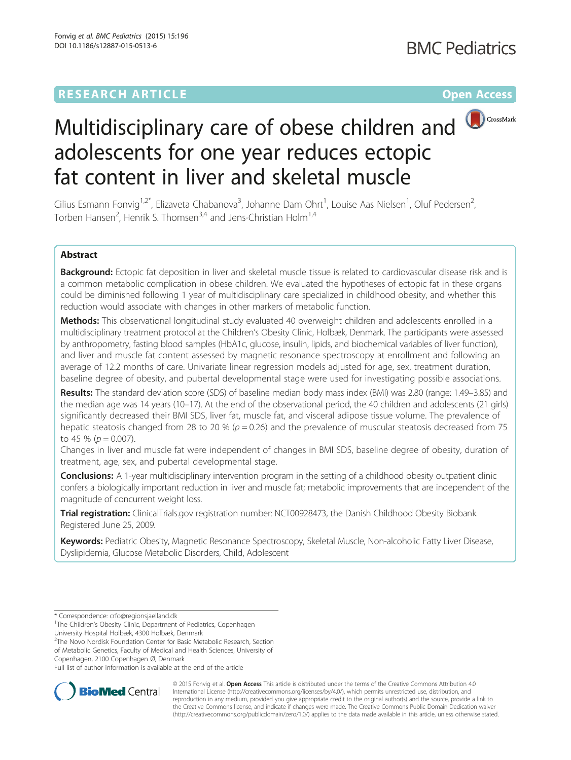RESEARCH ARTICLE

Open Access

# Multidisciplinary care of obese children and adolescents for one year reduces ectopic fat content in liver and skeletal muscle

Cilius Esmann Fonvig[1,2*], Elizaveta Chabanova[3], Johanne Dam Ohrt[1], Louise Aas Nielsen[1], Oluf Pedersen[2], Torben Hansen[2], Henrik S. Thomsen[3,4] and Jens-Christian Holm[1,4]

## Abstract

**Background:** Ectopic fat deposition in liver and skeletal muscle tissue is related to cardiovascular disease risk and is a common metabolic complication in obese children. We evaluated the hypotheses of ectopic fat in these organs could be diminished following 1 year of multidisciplinary care specialized in childhood obesity, and whether this reduction would associate with changes in other markers of metabolic function.

**Methods:** This observational longitudinal study evaluated 40 overweight children and adolescents enrolled in a multidisciplinary treatment protocol at the Children's Obesity Clinic, Holbæk, Denmark. The participants were assessed by anthropometry, fasting blood samples (HbA1c, glucose, insulin, lipids, and biochemical variables of liver function), and liver and muscle fat content assessed by magnetic resonance spectroscopy at enrollment and following an average of 12.2 months of care. Univariate linear regression models adjusted for age, sex, treatment duration, baseline degree of obesity, and pubertal developmental stage were used for investigating possible associations.

**Results:** The standard deviation score (SDS) of baseline median body mass index (BMI) was 2.80 (range: 1.49–3.85) and the median age was 14 years (10–17). At the end of the observational period, the 40 children and adolescents (21 girls) significantly decreased their BMI SDS, liver fat, muscle fat, and visceral adipose tissue volume. The prevalence of hepatic steatosis changed from 28 to 20 % ($p = 0.26$) and the prevalence of muscular steatosis decreased from 75 to 45 % ($p = 0.007$).

Changes in liver and muscle fat were independent of changes in BMI SDS, baseline degree of obesity, duration of treatment, age, sex, and pubertal developmental stage.

**Conclusions:** A 1-year multidisciplinary intervention program in the setting of a childhood obesity outpatient clinic confers a biologically important reduction in liver and muscle fat; metabolic improvements that are independent of the magnitude of concurrent weight loss.

**Trial registration:** ClinicalTrials.gov registration number: NCT00928473, the Danish Childhood Obesity Biobank. Registered June 25, 2009.

**Keywords:** Pediatric Obesity, Magnetic Resonance Spectroscopy, Skeletal Muscle, Non-alcoholic Fatty Liver Disease, Dyslipidemia, Glucose Metabolic Disorders, Child, Adolescent

\* Correspondence: crfo@regionsjaelland.dk

[1]The Children's Obesity Clinic, Department of Pediatrics, Copenhagen University Hospital Holbæk, 4300 Holbæk, Denmark

[2]The Novo Nordisk Foundation Center for Basic Metabolic Research, Section of Metabolic Genetics, Faculty of Medical and Health Sciences, University of Copenhagen, 2100 Copenhagen Ø, Denmark

Full list of author information is available at the end of the article

© 2015 Fonvig et al. **Open Access** This article is distributed under the terms of the Creative Commons Attribution 4.0 International License (http://creativecommons.org/licenses/by/4.0/), which permits unrestricted use, distribution, and reproduction in any medium, provided you give appropriate credit to the original author(s) and the source, provide a link to the Creative Commons license, and indicate if changes were made. The Creative Commons Public Domain Dedication waiver (http://creativecommons.org/publicdomain/zero/1.0/) applies to the data made available in this article, unless otherwise stated.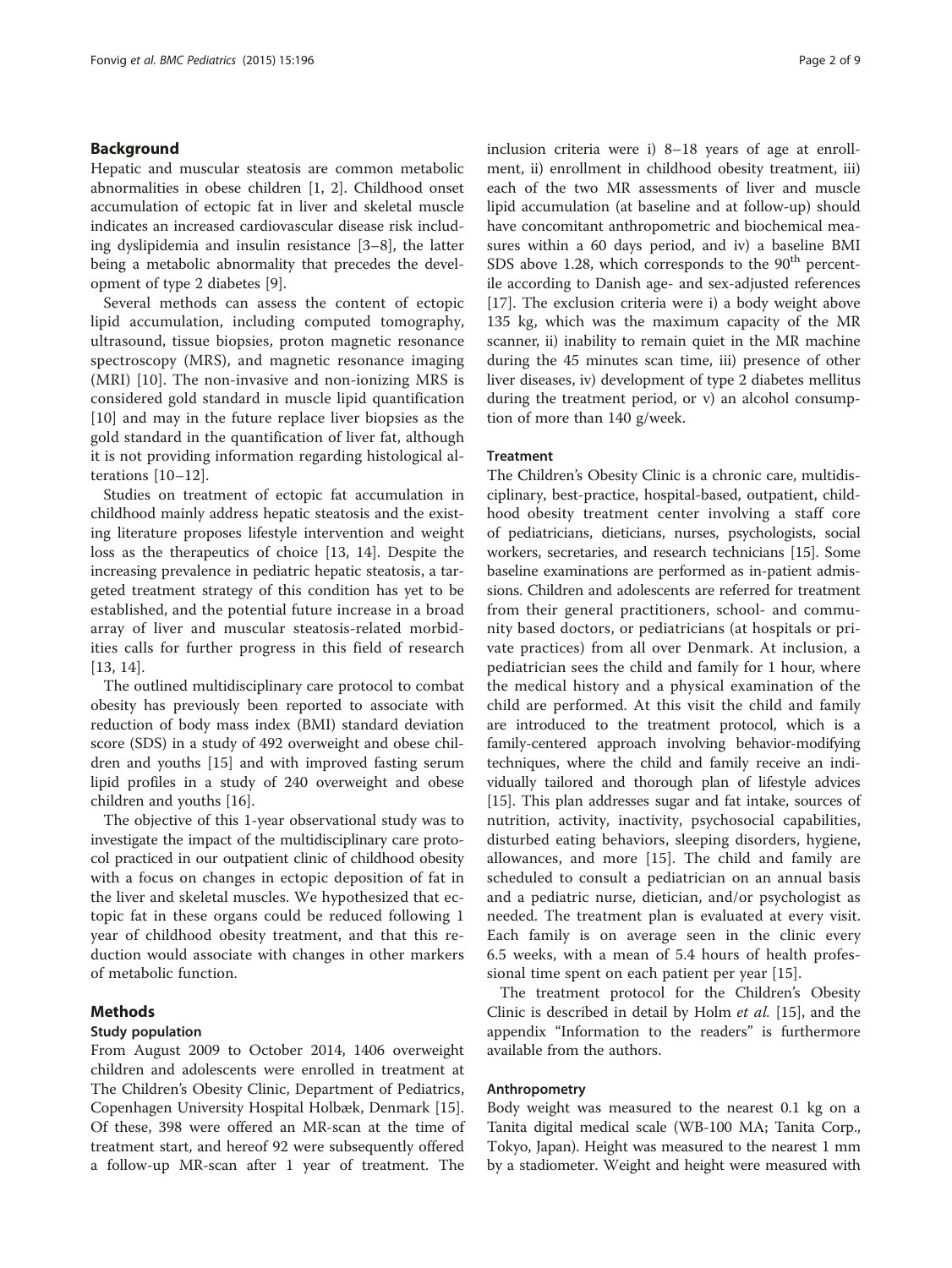## Background

Hepatic and muscular steatosis are common metabolic abnormalities in obese children [1, 2]. Childhood onset accumulation of ectopic fat in liver and skeletal muscle indicates an increased cardiovascular disease risk including dyslipidemia and insulin resistance [3–8], the latter being a metabolic abnormality that precedes the development of type 2 diabetes [9].

Several methods can assess the content of ectopic lipid accumulation, including computed tomography, ultrasound, tissue biopsies, proton magnetic resonance spectroscopy (MRS), and magnetic resonance imaging (MRI) [10]. The non-invasive and non-ionizing MRS is considered gold standard in muscle lipid quantification [10] and may in the future replace liver biopsies as the gold standard in the quantification of liver fat, although it is not providing information regarding histological alterations [10–12].

Studies on treatment of ectopic fat accumulation in childhood mainly address hepatic steatosis and the existing literature proposes lifestyle intervention and weight loss as the therapeutics of choice [13, 14]. Despite the increasing prevalence in pediatric hepatic steatosis, a targeted treatment strategy of this condition has yet to be established, and the potential future increase in a broad array of liver and muscular steatosis-related morbidities calls for further progress in this field of research [13, 14].

The outlined multidisciplinary care protocol to combat obesity has previously been reported to associate with reduction of body mass index (BMI) standard deviation score (SDS) in a study of 492 overweight and obese children and youths [15] and with improved fasting serum lipid profiles in a study of 240 overweight and obese children and youths [16].

The objective of this 1-year observational study was to investigate the impact of the multidisciplinary care protocol practiced in our outpatient clinic of childhood obesity with a focus on changes in ectopic deposition of fat in the liver and skeletal muscles. We hypothesized that ectopic fat in these organs could be reduced following 1 year of childhood obesity treatment, and that this reduction would associate with changes in other markers of metabolic function.

## Methods

### Study population

From August 2009 to October 2014, 1406 overweight children and adolescents were enrolled in treatment at The Children's Obesity Clinic, Department of Pediatrics, Copenhagen University Hospital Holbæk, Denmark [15]. Of these, 398 were offered an MR-scan at the time of treatment start, and hereof 92 were subsequently offered a follow-up MR-scan after 1 year of treatment. The inclusion criteria were i) 8–18 years of age at enrollment, ii) enrollment in childhood obesity treatment, iii) each of the two MR assessments of liver and muscle lipid accumulation (at baseline and at follow-up) should have concomitant anthropometric and biochemical measures within a 60 days period, and iv) a baseline BMI SDS above 1.28, which corresponds to the 90th percentile according to Danish age- and sex-adjusted references [17]. The exclusion criteria were i) a body weight above 135 kg, which was the maximum capacity of the MR scanner, ii) inability to remain quiet in the MR machine during the 45 minutes scan time, iii) presence of other liver diseases, iv) development of type 2 diabetes mellitus during the treatment period, or v) an alcohol consumption of more than 140 g/week.

### Treatment

The Children's Obesity Clinic is a chronic care, multidisciplinary, best-practice, hospital-based, outpatient, childhood obesity treatment center involving a staff core of pediatricians, dieticians, nurses, psychologists, social workers, secretaries, and research technicians [15]. Some baseline examinations are performed as in-patient admissions. Children and adolescents are referred for treatment from their general practitioners, school- and community based doctors, or pediatricians (at hospitals or private practices) from all over Denmark. At inclusion, a pediatrician sees the child and family for 1 hour, where the medical history and a physical examination of the child are performed. At this visit the child and family are introduced to the treatment protocol, which is a family-centered approach involving behavior-modifying techniques, where the child and family receive an individually tailored and thorough plan of lifestyle advices [15]. This plan addresses sugar and fat intake, sources of nutrition, activity, inactivity, psychosocial capabilities, disturbed eating behaviors, sleeping disorders, hygiene, allowances, and more [15]. The child and family are scheduled to consult a pediatrician on an annual basis and a pediatric nurse, dietician, and/or psychologist as needed. The treatment plan is evaluated at every visit. Each family is on average seen in the clinic every 6.5 weeks, with a mean of 5.4 hours of health professional time spent on each patient per year [15].

The treatment protocol for the Children's Obesity Clinic is described in detail by Holm *et al.* [15], and the appendix "Information to the readers" is furthermore available from the authors.

### Anthropometry

Body weight was measured to the nearest 0.1 kg on a Tanita digital medical scale (WB-100 MA; Tanita Corp., Tokyo, Japan). Height was measured to the nearest 1 mm by a stadiometer. Weight and height were measured with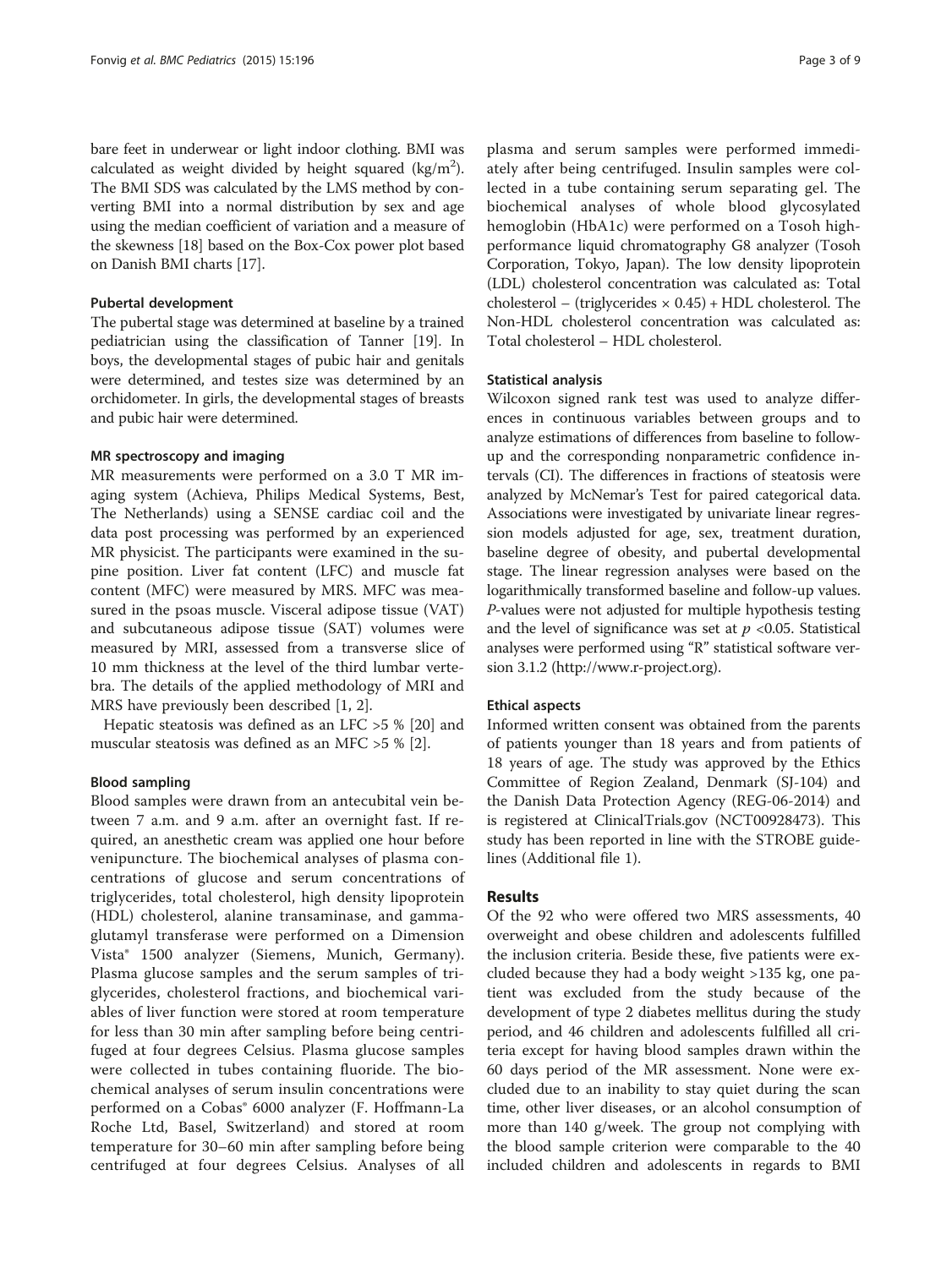bare feet in underwear or light indoor clothing. BMI was calculated as weight divided by height squared (kg/m$^2$). The BMI SDS was calculated by the LMS method by converting BMI into a normal distribution by sex and age using the median coefficient of variation and a measure of the skewness [18] based on the Box-Cox power plot based on Danish BMI charts [17].

#### Pubertal development

The pubertal stage was determined at baseline by a trained pediatrician using the classification of Tanner [19]. In boys, the developmental stages of pubic hair and genitals were determined, and testes size was determined by an orchidometer. In girls, the developmental stages of breasts and pubic hair were determined.

#### MR spectroscopy and imaging

MR measurements were performed on a 3.0 T MR imaging system (Achieva, Philips Medical Systems, Best, The Netherlands) using a SENSE cardiac coil and the data post processing was performed by an experienced MR physicist. The participants were examined in the supine position. Liver fat content (LFC) and muscle fat content (MFC) were measured by MRS. MFC was measured in the psoas muscle. Visceral adipose tissue (VAT) and subcutaneous adipose tissue (SAT) volumes were measured by MRI, assessed from a transverse slice of 10 mm thickness at the level of the third lumbar vertebra. The details of the applied methodology of MRI and MRS have previously been described [1, 2].

Hepatic steatosis was defined as an LFC >5 % [20] and muscular steatosis was defined as an MFC >5 % [2].

#### Blood sampling

Blood samples were drawn from an antecubital vein between 7 a.m. and 9 a.m. after an overnight fast. If required, an anesthetic cream was applied one hour before venipuncture. The biochemical analyses of plasma concentrations of glucose and serum concentrations of triglycerides, total cholesterol, high density lipoprotein (HDL) cholesterol, alanine transaminase, and gamma-glutamyl transferase were performed on a Dimension Vista® 1500 analyzer (Siemens, Munich, Germany). Plasma glucose samples and the serum samples of triglycerides, cholesterol fractions, and biochemical variables of liver function were stored at room temperature for less than 30 min after sampling before being centrifuged at four degrees Celsius. Plasma glucose samples were collected in tubes containing fluoride. The biochemical analyses of serum insulin concentrations were performed on a Cobas® 6000 analyzer (F. Hoffmann-La Roche Ltd, Basel, Switzerland) and stored at room temperature for 30–60 min after sampling before being centrifuged at four degrees Celsius. Analyses of all plasma and serum samples were performed immediately after being centrifuged. Insulin samples were collected in a tube containing serum separating gel. The biochemical analyses of whole blood glycosylated hemoglobin (HbA1c) were performed on a Tosoh high-performance liquid chromatography G8 analyzer (Tosoh Corporation, Tokyo, Japan). The low density lipoprotein (LDL) cholesterol concentration was calculated as: Total cholesterol – (triglycerides × 0.45) + HDL cholesterol. The Non-HDL cholesterol concentration was calculated as: Total cholesterol – HDL cholesterol.

#### Statistical analysis

Wilcoxon signed rank test was used to analyze differences in continuous variables between groups and to analyze estimations of differences from baseline to follow-up and the corresponding nonparametric confidence intervals (CI). The differences in fractions of steatosis were analyzed by McNemar's Test for paired categorical data. Associations were investigated by univariate linear regression models adjusted for age, sex, treatment duration, baseline degree of obesity, and pubertal developmental stage. The linear regression analyses were based on the logarithmically transformed baseline and follow-up values. *P*-values were not adjusted for multiple hypothesis testing and the level of significance was set at $p < 0.05$. Statistical analyses were performed using "R" statistical software version 3.1.2 (http://www.r-project.org).

#### Ethical aspects

Informed written consent was obtained from the parents of patients younger than 18 years and from patients of 18 years of age. The study was approved by the Ethics Committee of Region Zealand, Denmark (SJ-104) and the Danish Data Protection Agency (REG-06-2014) and is registered at ClinicalTrials.gov (NCT00928473). This study has been reported in line with the STROBE guidelines (Additional file 1).

## Results

Of the 92 who were offered two MRS assessments, 40 overweight and obese children and adolescents fulfilled the inclusion criteria. Beside these, five patients were excluded because they had a body weight >135 kg, one patient was excluded from the study because of the development of type 2 diabetes mellitus during the study period, and 46 children and adolescents fulfilled all criteria except for having blood samples drawn within the 60 days period of the MR assessment. None were excluded due to an inability to stay quiet during the scan time, other liver diseases, or an alcohol consumption of more than 140 g/week. The group not complying with the blood sample criterion were comparable to the 40 included children and adolescents in regards to BMI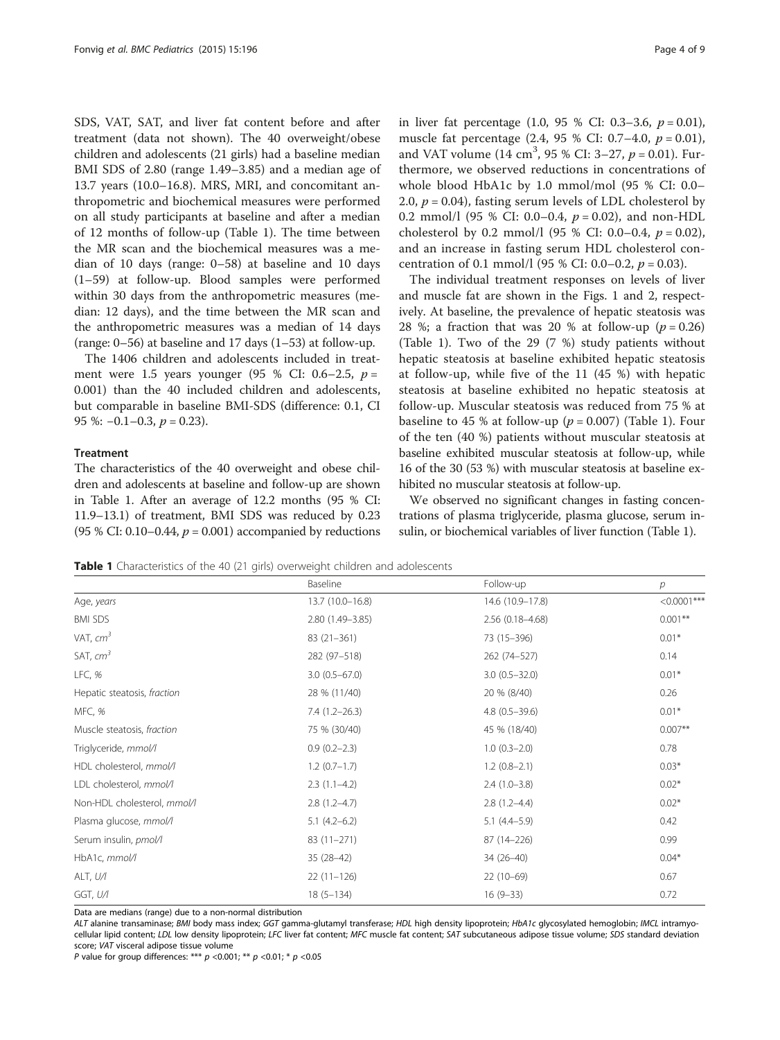SDS, VAT, SAT, and liver fat content before and after treatment (data not shown). The 40 overweight/obese children and adolescents (21 girls) had a baseline median BMI SDS of 2.80 (range 1.49–3.85) and a median age of 13.7 years (10.0–16.8). MRS, MRI, and concomitant anthropometric and biochemical measures were performed on all study participants at baseline and after a median of 12 months of follow-up (Table 1). The time between the MR scan and the biochemical measures was a median of 10 days (range: 0–58) at baseline and 10 days (1–59) at follow-up. Blood samples were performed within 30 days from the anthropometric measures (median: 12 days), and the time between the MR scan and the anthropometric measures was a median of 14 days (range: 0–56) at baseline and 17 days (1–53) at follow-up.

The 1406 children and adolescents included in treatment were 1.5 years younger (95 % CI: 0.6–2.5, $p = 0.001$) than the 40 included children and adolescents, but comparable in baseline BMI-SDS (difference: 0.1, CI 95 %: −0.1–0.3, $p = 0.23$).

### Treatment

The characteristics of the 40 overweight and obese children and adolescents at baseline and follow-up are shown in Table 1. After an average of 12.2 months (95 % CI: 11.9–13.1) of treatment, BMI SDS was reduced by 0.23 (95 % CI: 0.10–0.44, $p = 0.001$) accompanied by reductions in liver fat percentage (1.0, 95 % CI: 0.3–3.6, $p = 0.01$), muscle fat percentage (2.4, 95 % CI: 0.7–4.0, $p = 0.01$), and VAT volume (14 $cm^3$, 95 % CI: 3–27, $p = 0.01$). Furthermore, we observed reductions in concentrations of whole blood HbA1c by 1.0 mmol/mol (95 % CI: 0.0–2.0, $p = 0.04$), fasting serum levels of LDL cholesterol by 0.2 mmol/l (95 % CI: 0.0–0.4, $p = 0.02$), and non-HDL cholesterol by 0.2 mmol/l (95 % CI: 0.0–0.4, $p = 0.02$), and an increase in fasting serum HDL cholesterol concentration of 0.1 mmol/l (95 % CI: 0.0–0.2, $p = 0.03$).

The individual treatment responses on levels of liver and muscle fat are shown in the Figs. 1 and 2, respectively. At baseline, the prevalence of hepatic steatosis was 28 %; a fraction that was 20 % at follow-up ($p = 0.26$) (Table 1). Two of the 29 (7 %) study patients without hepatic steatosis at baseline exhibited hepatic steatosis at follow-up, while five of the 11 (45 %) with hepatic steatosis at baseline exhibited no hepatic steatosis at follow-up. Muscular steatosis was reduced from 75 % at baseline to 45 % at follow-up ($p = 0.007$) (Table 1). Four of the ten (40 %) patients without muscular steatosis at baseline exhibited muscular steatosis at follow-up, while 16 of the 30 (53 %) with muscular steatosis at baseline exhibited no muscular steatosis at follow-up.

We observed no significant changes in fasting concentrations of plasma triglyceride, plasma glucose, serum insulin, or biochemical variables of liver function (Table 1).

**Table 1** Characteristics of the 40 (21 girls) overweight children and adolescents

| | Baseline | Follow-up | *p* |
|---|---|---|---|
| Age, *years* | 13.7 (10.0–16.8) | 14.6 (10.9–17.8) | <0.0001*** |
| BMI SDS | 2.80 (1.49–3.85) | 2.56 (0.18–4.68) | 0.001** |
| VAT, $cm^3$ | 83 (21–361) | 73 (15–396) | 0.01* |
| SAT, $cm^3$ | 282 (97–518) | 262 (74–527) | 0.14 |
| LFC, % | 3.0 (0.5–67.0) | 3.0 (0.5–32.0) | 0.01* |
| Hepatic steatosis, *fraction* | 28 % (11/40) | 20 % (8/40) | 0.26 |
| MFC, % | 7.4 (1.2–26.3) | 4.8 (0.5–39.6) | 0.01* |
| Muscle steatosis, *fraction* | 75 % (30/40) | 45 % (18/40) | 0.007** |
| Triglyceride, *mmol/l* | 0.9 (0.2–2.3) | 1.0 (0.3–2.0) | 0.78 |
| HDL cholesterol, *mmol/l* | 1.2 (0.7–1.7) | 1.2 (0.8–2.1) | 0.03* |
| LDL cholesterol, *mmol/l* | 2.3 (1.1–4.2) | 2.4 (1.0–3.8) | 0.02* |
| Non-HDL cholesterol, *mmol/l* | 2.8 (1.2–4.7) | 2.8 (1.2–4.4) | 0.02* |
| Plasma glucose, *mmol/l* | 5.1 (4.2–6.2) | 5.1 (4.4–5.9) | 0.42 |
| Serum insulin, *pmol/l* | 83 (11–271) | 87 (14–226) | 0.99 |
| HbA1c, *mmol/l* | 35 (28–42) | 34 (26–40) | 0.04* |
| ALT, *U/l* | 22 (11–126) | 22 (10–69) | 0.67 |
| GGT, *U/l* | 18 (5–134) | 16 (9–33) | 0.72 |

Data are medians (range) due to a non-normal distribution

*ALT* alanine transaminase; *BMI* body mass index; *GGT* gamma-glutamyl transferase; *HDL* high density lipoprotein; *HbA1c* glycosylated hemoglobin; *IMCL* intramyocellular lipid content; *LDL* low density lipoprotein; *LFC* liver fat content; *MFC* muscle fat content; *SAT* subcutaneous adipose tissue volume; *SDS* standard deviation score; *VAT* visceral adipose tissue volume

*P* value for group differences: *** $p < 0.001$; ** $p < 0.01$; * $p < 0.05$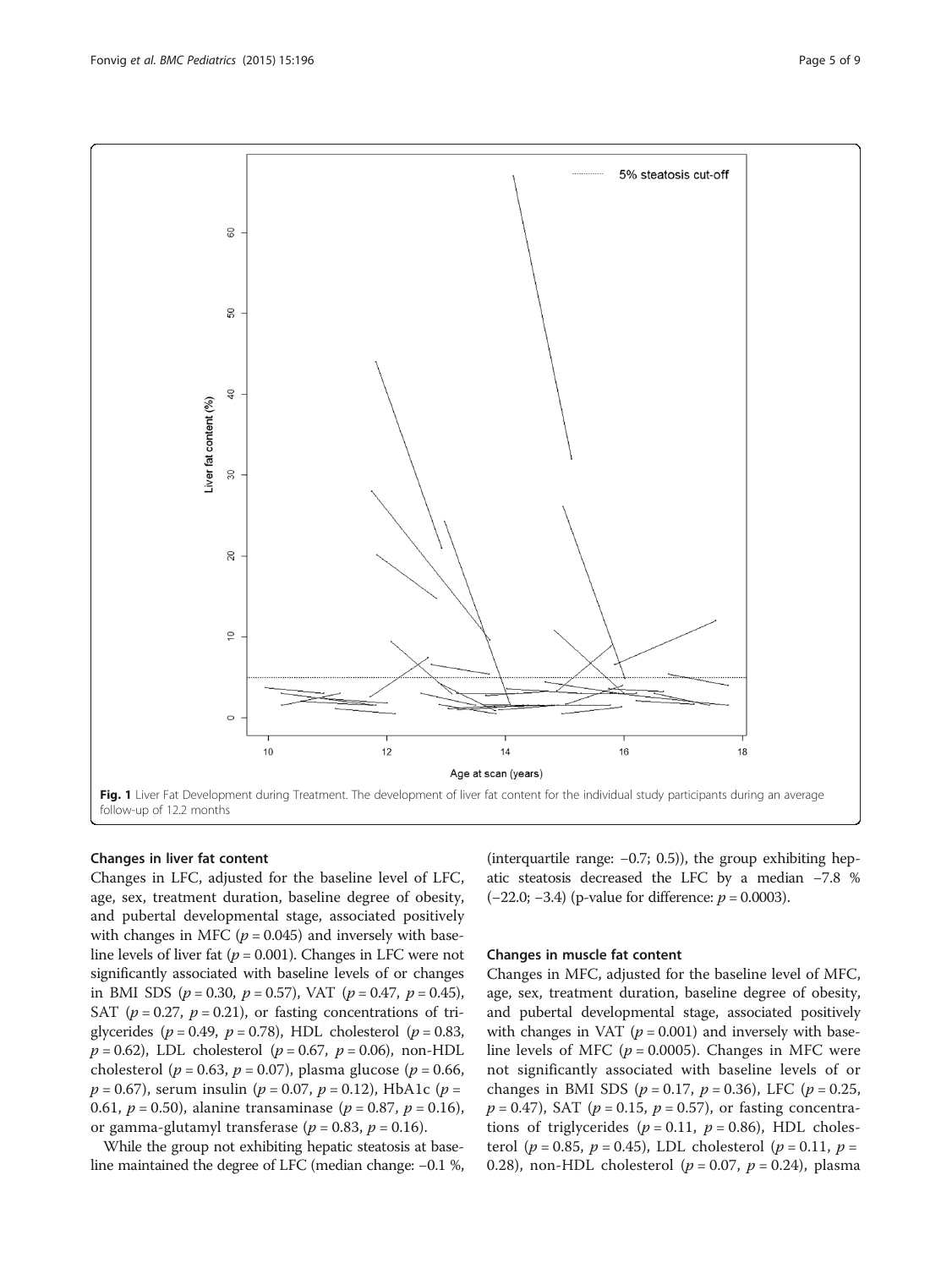**Fig. 1** Liver Fat Development during Treatment. The development of liver fat content for the individual study participants during an average follow-up of 12.2 months

### Changes in liver fat content

Changes in LFC, adjusted for the baseline level of LFC, age, sex, treatment duration, baseline degree of obesity, and pubertal developmental stage, associated positively with changes in MFC ($p = 0.045$) and inversely with baseline levels of liver fat ($p = 0.001$). Changes in LFC were not significantly associated with baseline levels of or changes in BMI SDS ($p = 0.30$, $p = 0.57$), VAT ($p = 0.47$, $p = 0.45$), SAT ($p = 0.27$, $p = 0.21$), or fasting concentrations of triglycerides ($p = 0.49$, $p = 0.78$), HDL cholesterol ($p = 0.83$, $p = 0.62$), LDL cholesterol ($p = 0.67$, $p = 0.06$), non-HDL cholesterol ($p = 0.63$, $p = 0.07$), plasma glucose ($p = 0.66$, $p = 0.67$), serum insulin ($p = 0.07$, $p = 0.12$), HbA1c ($p = 0.61$, $p = 0.50$), alanine transaminase ($p = 0.87$, $p = 0.16$), or gamma-glutamyl transferase ($p = 0.83$, $p = 0.16$).

While the group not exhibiting hepatic steatosis at baseline maintained the degree of LFC (median change: −0.1 %, (interquartile range: −0.7; 0.5)), the group exhibiting hepatic steatosis decreased the LFC by a median −7.8 % (−22.0; −3.4) (p-value for difference: $p = 0.0003$).

### Changes in muscle fat content

Changes in MFC, adjusted for the baseline level of MFC, age, sex, treatment duration, baseline degree of obesity, and pubertal developmental stage, associated positively with changes in VAT ($p = 0.001$) and inversely with baseline levels of MFC ($p = 0.0005$). Changes in MFC were not significantly associated with baseline levels of or changes in BMI SDS ($p = 0.17$, $p = 0.36$), LFC ($p = 0.25$, $p = 0.47$), SAT ($p = 0.15$, $p = 0.57$), or fasting concentrations of triglycerides ($p = 0.11$, $p = 0.86$), HDL cholesterol ($p = 0.85$, $p = 0.45$), LDL cholesterol ($p = 0.11$, $p = 0.28$), non-HDL cholesterol ($p = 0.07$, $p = 0.24$), plasma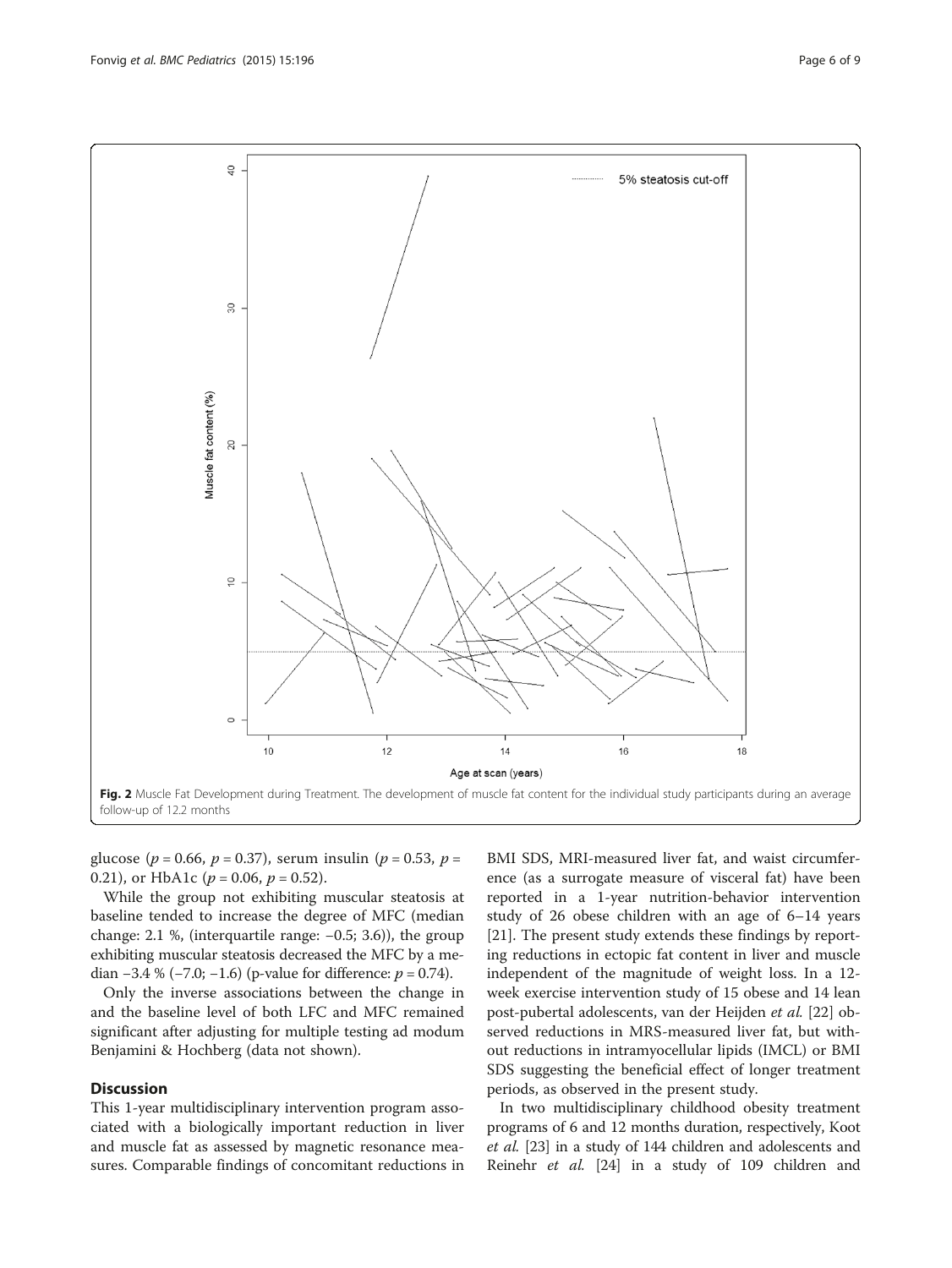**Fig. 2** Muscle Fat Development during Treatment. The development of muscle fat content for the individual study participants during an average follow-up of 12.2 months

glucose ($p = 0.66$, $p = 0.37$), serum insulin ($p = 0.53$, $p = 0.21$), or HbA1c ($p = 0.06$, $p = 0.52$).

While the group not exhibiting muscular steatosis at baseline tended to increase the degree of MFC (median change: 2.1 %, (interquartile range: −0.5; 3.6)), the group exhibiting muscular steatosis decreased the MFC by a median −3.4 % (−7.0; −1.6) (p-value for difference: $p = 0.74$).

Only the inverse associations between the change in and the baseline level of both LFC and MFC remained significant after adjusting for multiple testing ad modum Benjamini & Hochberg (data not shown).

## Discussion

This 1-year multidisciplinary intervention program associated with a biologically important reduction in liver and muscle fat as assessed by magnetic resonance measures. Comparable findings of concomitant reductions in BMI SDS, MRI-measured liver fat, and waist circumference (as a surrogate measure of visceral fat) have been reported in a 1-year nutrition-behavior intervention study of 26 obese children with an age of 6–14 years [21]. The present study extends these findings by reporting reductions in ectopic fat content in liver and muscle independent of the magnitude of weight loss. In a 12-week exercise intervention study of 15 obese and 14 lean post-pubertal adolescents, van der Heijden *et al.* [22] observed reductions in MRS-measured liver fat, but without reductions in intramyocellular lipids (IMCL) or BMI SDS suggesting the beneficial effect of longer treatment periods, as observed in the present study.

In two multidisciplinary childhood obesity treatment programs of 6 and 12 months duration, respectively, Koot *et al.* [23] in a study of 144 children and adolescents and Reinehr *et al.* [24] in a study of 109 children and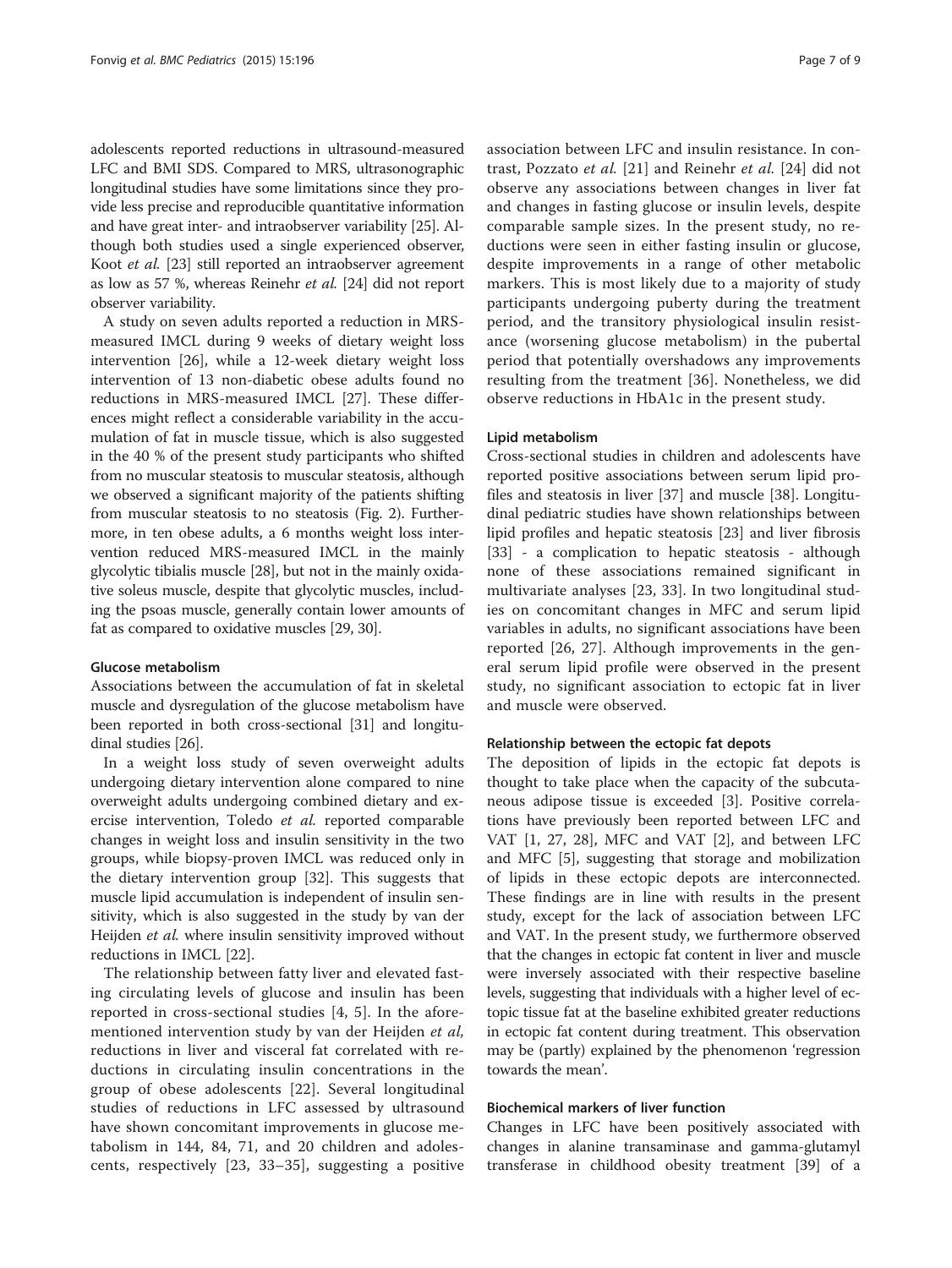adolescents reported reductions in ultrasound-measured LFC and BMI SDS. Compared to MRS, ultrasonographic longitudinal studies have some limitations since they provide less precise and reproducible quantitative information and have great inter- and intraobserver variability [25]. Although both studies used a single experienced observer, Koot *et al.* [23] still reported an intraobserver agreement as low as 57 %, whereas Reinehr *et al.* [24] did not report observer variability.

A study on seven adults reported a reduction in MRS-measured IMCL during 9 weeks of dietary weight loss intervention [26], while a 12-week dietary weight loss intervention of 13 non-diabetic obese adults found no reductions in MRS-measured IMCL [27]. These differences might reflect a considerable variability in the accumulation of fat in muscle tissue, which is also suggested in the 40 % of the present study participants who shifted from no muscular steatosis to muscular steatosis, although we observed a significant majority of the patients shifting from muscular steatosis to no steatosis (Fig. 2). Furthermore, in ten obese adults, a 6 months weight loss intervention reduced MRS-measured IMCL in the mainly glycolytic tibialis muscle [28], but not in the mainly oxidative soleus muscle, despite that glycolytic muscles, including the psoas muscle, generally contain lower amounts of fat as compared to oxidative muscles [29, 30].

### Glucose metabolism

Associations between the accumulation of fat in skeletal muscle and dysregulation of the glucose metabolism have been reported in both cross-sectional [31] and longitudinal studies [26].

In a weight loss study of seven overweight adults undergoing dietary intervention alone compared to nine overweight adults undergoing combined dietary and exercise intervention, Toledo *et al.* reported comparable changes in weight loss and insulin sensitivity in the two groups, while biopsy-proven IMCL was reduced only in the dietary intervention group [32]. This suggests that muscle lipid accumulation is independent of insulin sensitivity, which is also suggested in the study by van der Heijden *et al.* where insulin sensitivity improved without reductions in IMCL [22].

The relationship between fatty liver and elevated fasting circulating levels of glucose and insulin has been reported in cross-sectional studies [4, 5]. In the aforementioned intervention study by van der Heijden *et al*, reductions in liver and visceral fat correlated with reductions in circulating insulin concentrations in the group of obese adolescents [22]. Several longitudinal studies of reductions in LFC assessed by ultrasound have shown concomitant improvements in glucose metabolism in 144, 84, 71, and 20 children and adolescents, respectively [23, 33–35], suggesting a positive association between LFC and insulin resistance. In contrast, Pozzato *et al.* [21] and Reinehr *et al.* [24] did not observe any associations between changes in liver fat and changes in fasting glucose or insulin levels, despite comparable sample sizes. In the present study, no reductions were seen in either fasting insulin or glucose, despite improvements in a range of other metabolic markers. This is most likely due to a majority of study participants undergoing puberty during the treatment period, and the transitory physiological insulin resistance (worsening glucose metabolism) in the pubertal period that potentially overshadows any improvements resulting from the treatment [36]. Nonetheless, we did observe reductions in HbA1c in the present study.

### Lipid metabolism

Cross-sectional studies in children and adolescents have reported positive associations between serum lipid profiles and steatosis in liver [37] and muscle [38]. Longitudinal pediatric studies have shown relationships between lipid profiles and hepatic steatosis [23] and liver fibrosis [33] - a complication to hepatic steatosis - although none of these associations remained significant in multivariate analyses [23, 33]. In two longitudinal studies on concomitant changes in MFC and serum lipid variables in adults, no significant associations have been reported [26, 27]. Although improvements in the general serum lipid profile were observed in the present study, no significant association to ectopic fat in liver and muscle were observed.

### Relationship between the ectopic fat depots

The deposition of lipids in the ectopic fat depots is thought to take place when the capacity of the subcutaneous adipose tissue is exceeded [3]. Positive correlations have previously been reported between LFC and VAT [1, 27, 28], MFC and VAT [2], and between LFC and MFC [5], suggesting that storage and mobilization of lipids in these ectopic depots are interconnected. These findings are in line with results in the present study, except for the lack of association between LFC and VAT. In the present study, we furthermore observed that the changes in ectopic fat content in liver and muscle were inversely associated with their respective baseline levels, suggesting that individuals with a higher level of ectopic tissue fat at the baseline exhibited greater reductions in ectopic fat content during treatment. This observation may be (partly) explained by the phenomenon 'regression towards the mean'.

### Biochemical markers of liver function

Changes in LFC have been positively associated with changes in alanine transaminase and gamma-glutamyl transferase in childhood obesity treatment [39] of a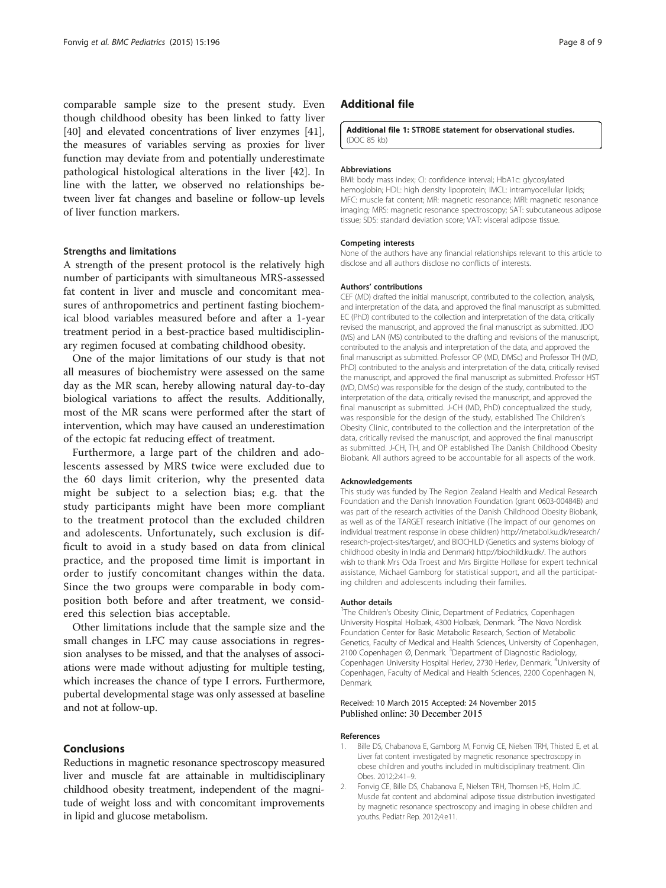comparable sample size to the present study. Even though childhood obesity has been linked to fatty liver [40] and elevated concentrations of liver enzymes [41], the measures of variables serving as proxies for liver function may deviate from and potentially underestimate pathological histological alterations in the liver [42]. In line with the latter, we observed no relationships between liver fat changes and baseline or follow-up levels of liver function markers.

### Strengths and limitations

A strength of the present protocol is the relatively high number of participants with simultaneous MRS-assessed fat content in liver and muscle and concomitant measures of anthropometrics and pertinent fasting biochemical blood variables measured before and after a 1-year treatment period in a best-practice based multidisciplinary regimen focused at combating childhood obesity.

One of the major limitations of our study is that not all measures of biochemistry were assessed on the same day as the MR scan, hereby allowing natural day-to-day biological variations to affect the results. Additionally, most of the MR scans were performed after the start of intervention, which may have caused an underestimation of the ectopic fat reducing effect of treatment.

Furthermore, a large part of the children and adolescents assessed by MRS twice were excluded due to the 60 days limit criterion, why the presented data might be subject to a selection bias; e.g. that the study participants might have been more compliant to the treatment protocol than the excluded children and adolescents. Unfortunately, such exclusion is difficult to avoid in a study based on data from clinical practice, and the proposed time limit is important in order to justify concomitant changes within the data. Since the two groups were comparable in body composition both before and after treatment, we considered this selection bias acceptable.

Other limitations include that the sample size and the small changes in LFC may cause associations in regression analyses to be missed, and that the analyses of associations were made without adjusting for multiple testing, which increases the chance of type I errors. Furthermore, pubertal developmental stage was only assessed at baseline and not at follow-up.

## Conclusions

Reductions in magnetic resonance spectroscopy measured liver and muscle fat are attainable in multidisciplinary childhood obesity treatment, independent of the magnitude of weight loss and with concomitant improvements in lipid and glucose metabolism.

## Additional file

**Additional file 1: STROBE statement for observational studies.** (DOC 85 kb)

#### Abbreviations

BMI: body mass index; CI: confidence interval; HbA1c: glycosylated hemoglobin; HDL: high density lipoprotein; IMCL: intramyocellular lipids; MFC: muscle fat content; MR: magnetic resonance; MRI: magnetic resonance imaging; MRS: magnetic resonance spectroscopy; SAT: subcutaneous adipose tissue; SDS: standard deviation score; VAT: visceral adipose tissue.

#### Competing interests

None of the authors have any financial relationships relevant to this article to disclose and all authors disclose no conflicts of interests.

#### Authors' contributions

CEF (MD) drafted the initial manuscript, contributed to the collection, analysis, and interpretation of the data, and approved the final manuscript as submitted. EC (PhD) contributed to the collection and interpretation of the data, critically revised the manuscript, and approved the final manuscript as submitted. JDO (MS) and LAN (MS) contributed to the drafting and revisions of the manuscript, contributed to the analysis and interpretation of the data, and approved the final manuscript as submitted. Professor OP (MD, DMSc) and Professor TH (MD, PhD) contributed to the analysis and interpretation of the data, critically revised the manuscript, and approved the final manuscript as submitted. Professor HST (MD, DMSc) was responsible for the design of the study, contributed to the interpretation of the data, critically revised the manuscript, and approved the final manuscript as submitted. J-CH (MD, PhD) conceptualized the study, was responsible for the design of the study, established The Children's Obesity Clinic, contributed to the collection and the interpretation of the data, critically revised the manuscript, and approved the final manuscript as submitted. J-CH, TH, and OP established The Danish Childhood Obesity Biobank. All authors agreed to be accountable for all aspects of the work.

#### Acknowledgements

This study was funded by The Region Zealand Health and Medical Research Foundation and the Danish Innovation Foundation (grant 0603-00484B) and was part of the research activities of the Danish Childhood Obesity Biobank, as well as of the TARGET research initiative (The impact of our genomes on individual treatment response in obese children) http://metabol.ku.dk/research/research-project-sites/target/, and BIOCHILD (Genetics and systems biology of childhood obesity in India and Denmark) http://biochild.ku.dk/. The authors wish to thank Mrs Oda Troest and Mrs Birgitte Holløse for expert technical assistance, Michael Gamborg for statistical support, and all the participating children and adolescents including their families.

#### Author details

[1]The Children's Obesity Clinic, Department of Pediatrics, Copenhagen University Hospital Holbæk, 4300 Holbæk, Denmark. [2]The Novo Nordisk Foundation Center for Basic Metabolic Research, Section of Metabolic Genetics, Faculty of Medical and Health Sciences, University of Copenhagen, 2100 Copenhagen Ø, Denmark. [3]Department of Diagnostic Radiology, Copenhagen University Hospital Herlev, 2730 Herlev, Denmark. [4]University of Copenhagen, Faculty of Medical and Health Sciences, 2200 Copenhagen N, Denmark.

Received: 10 March 2015 Accepted: 24 November 2015
Published online: 30 December 2015

#### References

1. Bille DS, Chabanova E, Gamborg M, Fonvig CE, Nielsen TRH, Thisted E, et al. Liver fat content investigated by magnetic resonance spectroscopy in obese children and youths included in multidisciplinary treatment. Clin Obes. 2012;2:41–9.
2. Fonvig CE, Bille DS, Chabanova E, Nielsen TRH, Thomsen HS, Holm JC. Muscle fat content and abdominal adipose tissue distribution investigated by magnetic resonance spectroscopy and imaging in obese children and youths. Pediatr Rep. 2012;4:e11.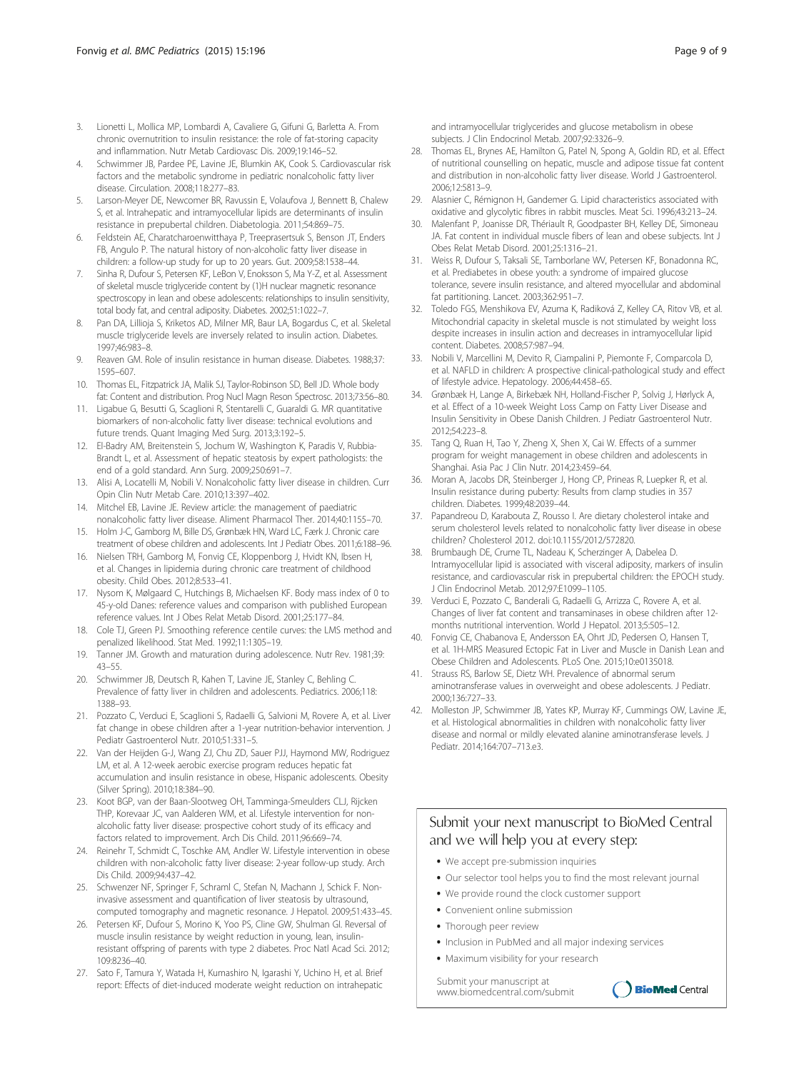3. Lionetti L, Mollica MP, Lombardi A, Cavaliere G, Gifuni G, Barletta A. From chronic overnutrition to insulin resistance: the role of fat-storing capacity and inflammation. Nutr Metab Cardiovasc Dis. 2009;19:146–52.
4. Schwimmer JB, Pardee PE, Lavine JE, Blumkin AK, Cook S. Cardiovascular risk factors and the metabolic syndrome in pediatric nonalcoholic fatty liver disease. Circulation. 2008;118:277–83.
5. Larson-Meyer DE, Newcomer BR, Ravussin E, Volaufova J, Bennett B, Chalew S, et al. Intrahepatic and intramyocellular lipids are determinants of insulin resistance in prepubertal children. Diabetologia. 2011;54:869–75.
6. Feldstein AE, Charatcharoenwitthaya P, Treeprasertsuk S, Benson JT, Enders FB, Angulo P. The natural history of non-alcoholic fatty liver disease in children: a follow-up study for up to 20 years. Gut. 2009;58:1538–44.
7. Sinha R, Dufour S, Petersen KF, LeBon V, Enoksson S, Ma Y-Z, et al. Assessment of skeletal muscle triglyceride content by (1)H nuclear magnetic resonance spectroscopy in lean and obese adolescents: relationships to insulin sensitivity, total body fat, and central adiposity. Diabetes. 2002;51:1022–7.
8. Pan DA, Lillioja S, Kriketos AD, Milner MR, Baur LA, Bogardus C, et al. Skeletal muscle triglyceride levels are inversely related to insulin action. Diabetes. 1997;46:983–8.
9. Reaven GM. Role of insulin resistance in human disease. Diabetes. 1988;37:1595–607.
10. Thomas EL, Fitzpatrick JA, Malik SJ, Taylor-Robinson SD, Bell JD. Whole body fat: Content and distribution. Prog Nucl Magn Reson Spectrosc. 2013;73:56–80.
11. Ligabue G, Besutti G, Scaglioni R, Stentarelli C, Guaraldi G. MR quantitative biomarkers of non-alcoholic fatty liver disease: technical evolutions and future trends. Quant Imaging Med Surg. 2013;3:192–5.
12. El-Badry AM, Breitenstein S, Jochum W, Washington K, Paradis V, Rubbia-Brandt L, et al. Assessment of hepatic steatosis by expert pathologists: the end of a gold standard. Ann Surg. 2009;250:691–7.
13. Alisi A, Locatelli M, Nobili V. Nonalcoholic fatty liver disease in children. Curr Opin Clin Nutr Metab Care. 2010;13:397–402.
14. Mitchel EB, Lavine JE. Review article: the management of paediatric nonalcoholic fatty liver disease. Aliment Pharmacol Ther. 2014;40:1155–70.
15. Holm J-C, Gamborg M, Bille DS, Grønbæk HN, Ward LC, Færk J. Chronic care treatment of obese children and adolescents. Int J Pediatr Obes. 2011;6:188–96.
16. Nielsen TRH, Gamborg M, Fonvig CE, Kloppenborg J, Hvidt KN, Ibsen H, et al. Changes in lipidemia during chronic care treatment of childhood obesity. Child Obes. 2012;8:533–41.
17. Nysom K, Mølgaard C, Hutchings B, Michaelsen KF. Body mass index of 0 to 45-y-old Danes: reference values and comparison with published European reference values. Int J Obes Relat Metab Disord. 2001;25:177–84.
18. Cole TJ, Green PJ. Smoothing reference centile curves: the LMS method and penalized likelihood. Stat Med. 1992;11:1305–19.
19. Tanner JM. Growth and maturation during adolescence. Nutr Rev. 1981;39:43–55.
20. Schwimmer JB, Deutsch R, Kahen T, Lavine JE, Stanley C, Behling C. Prevalence of fatty liver in children and adolescents. Pediatrics. 2006;118:1388–93.
21. Pozzato C, Verduci E, Scaglioni S, Radaelli G, Salvioni M, Rovere A, et al. Liver fat change in obese children after a 1-year nutrition-behavior intervention. J Pediatr Gastroenterol Nutr. 2010;51:331–5.
22. Van der Heijden G-J, Wang ZJ, Chu ZD, Sauer PJJ, Haymond MW, Rodriguez LM, et al. A 12-week aerobic exercise program reduces hepatic fat accumulation and insulin resistance in obese, Hispanic adolescents. Obesity (Silver Spring). 2010;18:384–90.
23. Koot BGP, van der Baan-Slootweg OH, Tamminga-Smeulders CLJ, Rijcken THP, Korevaar JC, van Aalderen WM, et al. Lifestyle intervention for non-alcoholic fatty liver disease: prospective cohort study of its efficacy and factors related to improvement. Arch Dis Child. 2011;96:669–74.
24. Reinehr T, Schmidt C, Toschke AM, Andler W. Lifestyle intervention in obese children with non-alcoholic fatty liver disease: 2-year follow-up study. Arch Dis Child. 2009;94:437–42.
25. Schwenzer NF, Springer F, Schraml C, Stefan N, Machann J, Schick F. Non-invasive assessment and quantification of liver steatosis by ultrasound, computed tomography and magnetic resonance. J Hepatol. 2009;51:433–45.
26. Petersen KF, Dufour S, Morino K, Yoo PS, Cline GW, Shulman GI. Reversal of muscle insulin resistance by weight reduction in young, lean, insulin-resistant offspring of parents with type 2 diabetes. Proc Natl Acad Sci. 2012;109:8236–40.
27. Sato F, Tamura Y, Watada H, Kumashiro N, Igarashi Y, Uchino H, et al. Brief report: Effects of diet-induced moderate weight reduction on intrahepatic and intramyocellular triglycerides and glucose metabolism in obese subjects. J Clin Endocrinol Metab. 2007;92:3326–9.
28. Thomas EL, Brynes AE, Hamilton G, Patel N, Spong A, Goldin RD, et al. Effect of nutritional counselling on hepatic, muscle and adipose tissue fat content and distribution in non-alcoholic fatty liver disease. World J Gastroenterol. 2006;12:5813–9.
29. Alasnier C, Rémignon H, Gandemer G. Lipid characteristics associated with oxidative and glycolytic fibres in rabbit muscles. Meat Sci. 1996;43:213–24.
30. Malenfant P, Joanisse DR, Thériault R, Goodpaster BH, Kelley DE, Simoneau JA. Fat content in individual muscle fibers of lean and obese subjects. Int J Obes Relat Metab Disord. 2001;25:1316–21.
31. Weiss R, Dufour S, Taksali SE, Tamborlane WV, Petersen KF, Bonadonna RC, et al. Prediabetes in obese youth: a syndrome of impaired glucose tolerance, severe insulin resistance, and altered myocellular and abdominal fat partitioning. Lancet. 2003;362:951–7.
32. Toledo FGS, Menshikova EV, Azuma K, Radiková Z, Kelley CA, Ritov VB, et al. Mitochondrial capacity in skeletal muscle is not stimulated by weight loss despite increases in insulin action and decreases in intramyocellular lipid content. Diabetes. 2008;57:987–94.
33. Nobili V, Marcellini M, Devito R, Ciampalini P, Piemonte F, Comparcola D, et al. NAFLD in children: A prospective clinical-pathological study and effect of lifestyle advice. Hepatology. 2006;44:458–65.
34. Grønbæk H, Lange A, Birkebæk NH, Holland-Fischer P, Solvig J, Hørlyck A, et al. Effect of a 10-week Weight Loss Camp on Fatty Liver Disease and Insulin Sensitivity in Obese Danish Children. J Pediatr Gastroenterol Nutr. 2012;54:223–8.
35. Tang Q, Ruan H, Tao Y, Zheng X, Shen X, Cai W. Effects of a summer program for weight management in obese children and adolescents in Shanghai. Asia Pac J Clin Nutr. 2014;23:459–64.
36. Moran A, Jacobs DR, Steinberger J, Hong CP, Prineas R, Luepker R, et al. Insulin resistance during puberty: Results from clamp studies in 357 children. Diabetes. 1999;48:2039–44.
37. Papandreou D, Karabouta Z, Rousso I. Are dietary cholesterol intake and serum cholesterol levels related to nonalcoholic fatty liver disease in obese children? Cholesterol 2012. doi:10.1155/2012/572820.
38. Brumbaugh DE, Crume TL, Nadeau K, Scherzinger A, Dabelea D. Intramyocellular lipid is associated with visceral adiposity, markers of insulin resistance, and cardiovascular risk in prepubertal children: the EPOCH study. J Clin Endocrinol Metab. 2012;97:E1099–1105.
39. Verduci E, Pozzato C, Banderali G, Radaelli G, Arrizza C, Rovere A, et al. Changes of liver fat content and transaminases in obese children after 12-months nutritional intervention. World J Hepatol. 2013;5:505–12.
40. Fonvig CE, Chabanova E, Andersson EA, Ohrt JD, Pedersen O, Hansen T, et al. 1H-MRS Measured Ectopic Fat in Liver and Muscle in Danish Lean and Obese Children and Adolescents. PLoS One. 2015;10:e0135018.
41. Strauss RS, Barlow SE, Dietz WH. Prevalence of abnormal serum aminotransferase values in overweight and obese adolescents. J Pediatr. 2000;136:727–33.
42. Molleston JP, Schwimmer JB, Yates KP, Murray KF, Cummings OW, Lavine JE, et al. Histological abnormalities in children with nonalcoholic fatty liver disease and normal or mildly elevated alanine aminotransferase levels. J Pediatr. 2014;164:707–713.e3.

## Submit your next manuscript to BioMed Central and we will help you at every step:

- We accept pre-submission inquiries
- Our selector tool helps you to find the most relevant journal
- We provide round the clock customer support
- Convenient online submission
- Thorough peer review
- Inclusion in PubMed and all major indexing services
- Maximum visibility for your research

Submit your manuscript at
www.biomedcentral.com/submit

BioMed Central